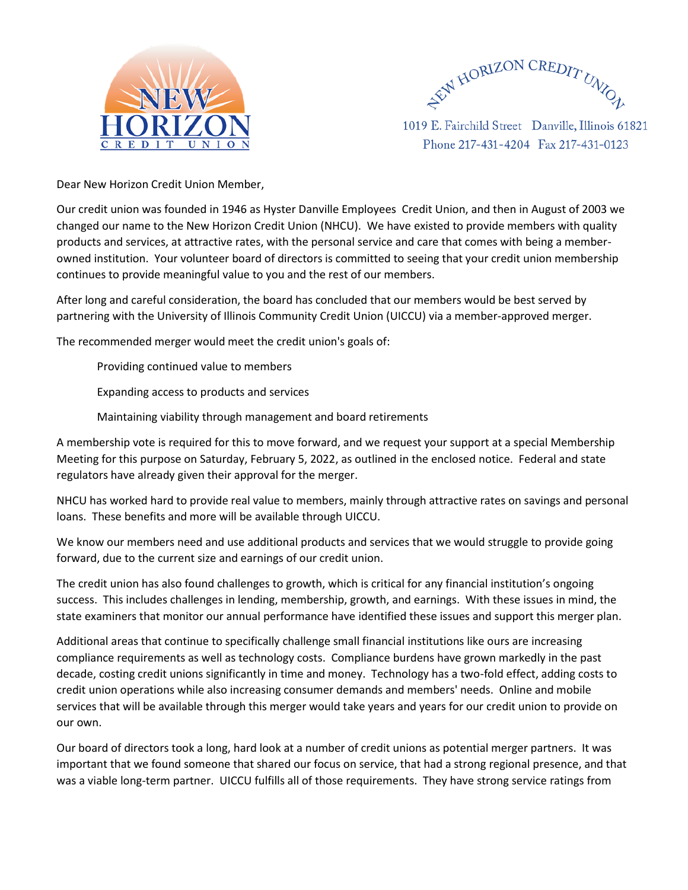NEW HORIZON CREDIT UNION

1019 E. Fairchild Street Danville, Illinois 61821
Phone 217-431-4204 Fax 217-431-0123

Dear New Horizon Credit Union Member,

Our credit union was founded in 1946 as Hyster Danville Employees Credit Union, and then in August of 2003 we changed our name to the New Horizon Credit Union (NHCU). We have existed to provide members with quality products and services, at attractive rates, with the personal service and care that comes with being a member-owned institution. Your volunteer board of directors is committed to seeing that your credit union membership continues to provide meaningful value to you and the rest of our members.

After long and careful consideration, the board has concluded that our members would be best served by partnering with the University of Illinois Community Credit Union (UICCU) via a member-approved merger.

The recommended merger would meet the credit union's goals of:

- Providing continued value to members
- Expanding access to products and services
- Maintaining viability through management and board retirements

A membership vote is required for this to move forward, and we request your support at a special Membership Meeting for this purpose on Saturday, February 5, 2022, as outlined in the enclosed notice. Federal and state regulators have already given their approval for the merger.

NHCU has worked hard to provide real value to members, mainly through attractive rates on savings and personal loans. These benefits and more will be available through UICCU.

We know our members need and use additional products and services that we would struggle to provide going forward, due to the current size and earnings of our credit union.

The credit union has also found challenges to growth, which is critical for any financial institution's ongoing success. This includes challenges in lending, membership, growth, and earnings. With these issues in mind, the state examiners that monitor our annual performance have identified these issues and support this merger plan.

Additional areas that continue to specifically challenge small financial institutions like ours are increasing compliance requirements as well as technology costs. Compliance burdens have grown markedly in the past decade, costing credit unions significantly in time and money. Technology has a two-fold effect, adding costs to credit union operations while also increasing consumer demands and members' needs. Online and mobile services that will be available through this merger would take years and years for our credit union to provide on our own.

Our board of directors took a long, hard look at a number of credit unions as potential merger partners. It was important that we found someone that shared our focus on service, that had a strong regional presence, and that was a viable long-term partner. UICCU fulfills all of those requirements. They have strong service ratings from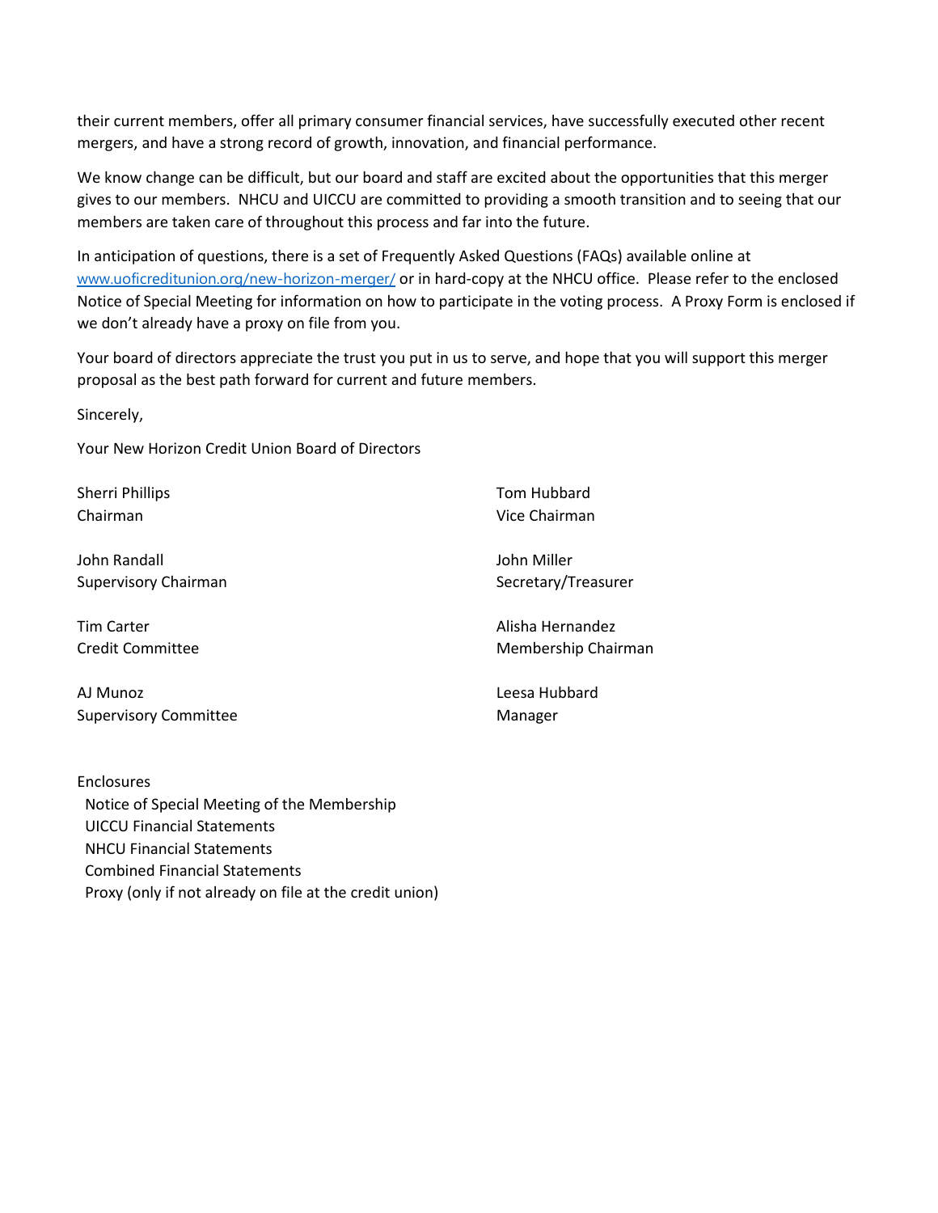their current members, offer all primary consumer financial services, have successfully executed other recent mergers, and have a strong record of growth, innovation, and financial performance.

We know change can be difficult, but our board and staff are excited about the opportunities that this merger gives to our members. NHCU and UICCU are committed to providing a smooth transition and to seeing that our members are taken care of throughout this process and far into the future.

In anticipation of questions, there is a set of Frequently Asked Questions (FAQs) available online at [www.uoficreditunion.org/new-horizon-merger/](www.uoficreditunion.org/new-horizon-merger/) or in hard-copy at the NHCU office. Please refer to the enclosed Notice of Special Meeting for information on how to participate in the voting process. A Proxy Form is enclosed if we don't already have a proxy on file from you.

Your board of directors appreciate the trust you put in us to serve, and hope that you will support this merger proposal as the best path forward for current and future members.

Sincerely,

Your New Horizon Credit Union Board of Directors

Sherri Phillips
Chairman

Tom Hubbard
Vice Chairman

John Randall
Supervisory Chairman

John Miller
Secretary/Treasurer

Tim Carter
Credit Committee

Alisha Hernandez
Membership Chairman

AJ Munoz
Supervisory Committee

Leesa Hubbard
Manager

Enclosures
- Notice of Special Meeting of the Membership
- UICCU Financial Statements
- NHCU Financial Statements
- Combined Financial Statements
- Proxy (only if not already on file at the credit union)